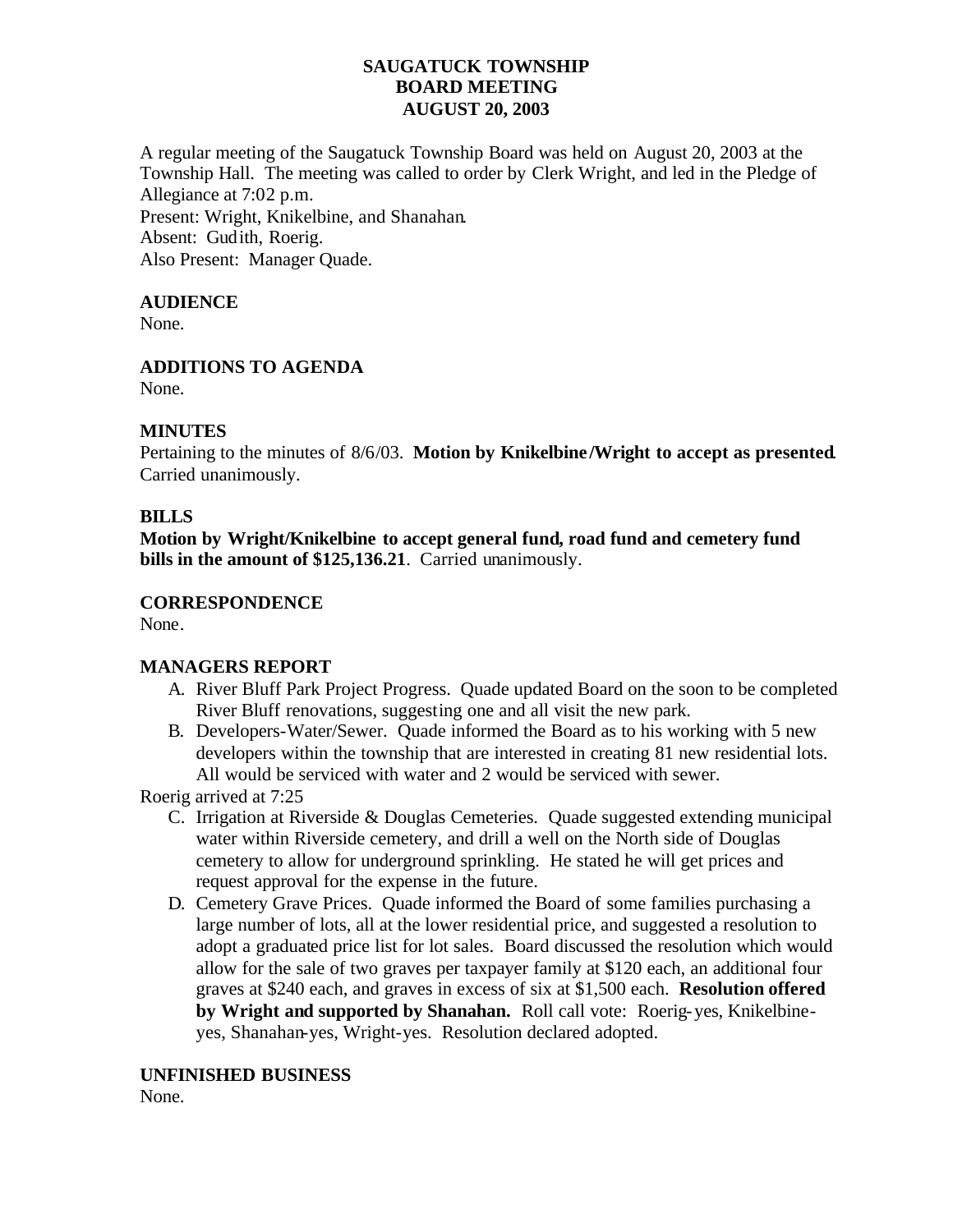# SAUGATUCK TOWNSHIP
## BOARD MEETING
## AUGUST 20, 2003

A regular meeting of the Saugatuck Township Board was held on August 20, 2003 at the Township Hall. The meeting was called to order by Clerk Wright, and led in the Pledge of Allegiance at 7:02 p.m.
Present: Wright, Knikelbine, and Shanahan.
Absent: Gudith, Roerig.
Also Present: Manager Quade.

**AUDIENCE**
None.

**ADDITIONS TO AGENDA**
None.

**MINUTES**
Pertaining to the minutes of 8/6/03. **Motion by Knikelbine/Wright to accept as presented**. Carried unanimously.

**BILLS**
**Motion by Wright/Knikelbine to accept general fund, road fund and cemetery fund bills in the amount of $125,136.21**. Carried unanimously.

**CORRESPONDENCE**
None.

**MANAGERS REPORT**

A. River Bluff Park Project Progress. Quade updated Board on the soon to be completed River Bluff renovations, suggesting one and all visit the new park.
B. Developers-Water/Sewer. Quade informed the Board as to his working with 5 new developers within the township that are interested in creating 81 new residential lots. All would be serviced with water and 2 would be serviced with sewer.

Roerig arrived at 7:25

C. Irrigation at Riverside & Douglas Cemeteries. Quade suggested extending municipal water within Riverside cemetery, and drill a well on the North side of Douglas cemetery to allow for underground sprinkling. He stated he will get prices and request approval for the expense in the future.
D. Cemetery Grave Prices. Quade informed the Board of some families purchasing a large number of lots, all at the lower residential price, and suggested a resolution to adopt a graduated price list for lot sales. Board discussed the resolution which would allow for the sale of two graves per taxpayer family at $120 each, an additional four graves at $240 each, and graves in excess of six at $1,500 each. **Resolution offered by Wright and supported by Shanahan.** Roll call vote: Roerig-yes, Knikelbine-yes, Shanahan-yes, Wright-yes. Resolution declared adopted.

**UNFINISHED BUSINESS**
None.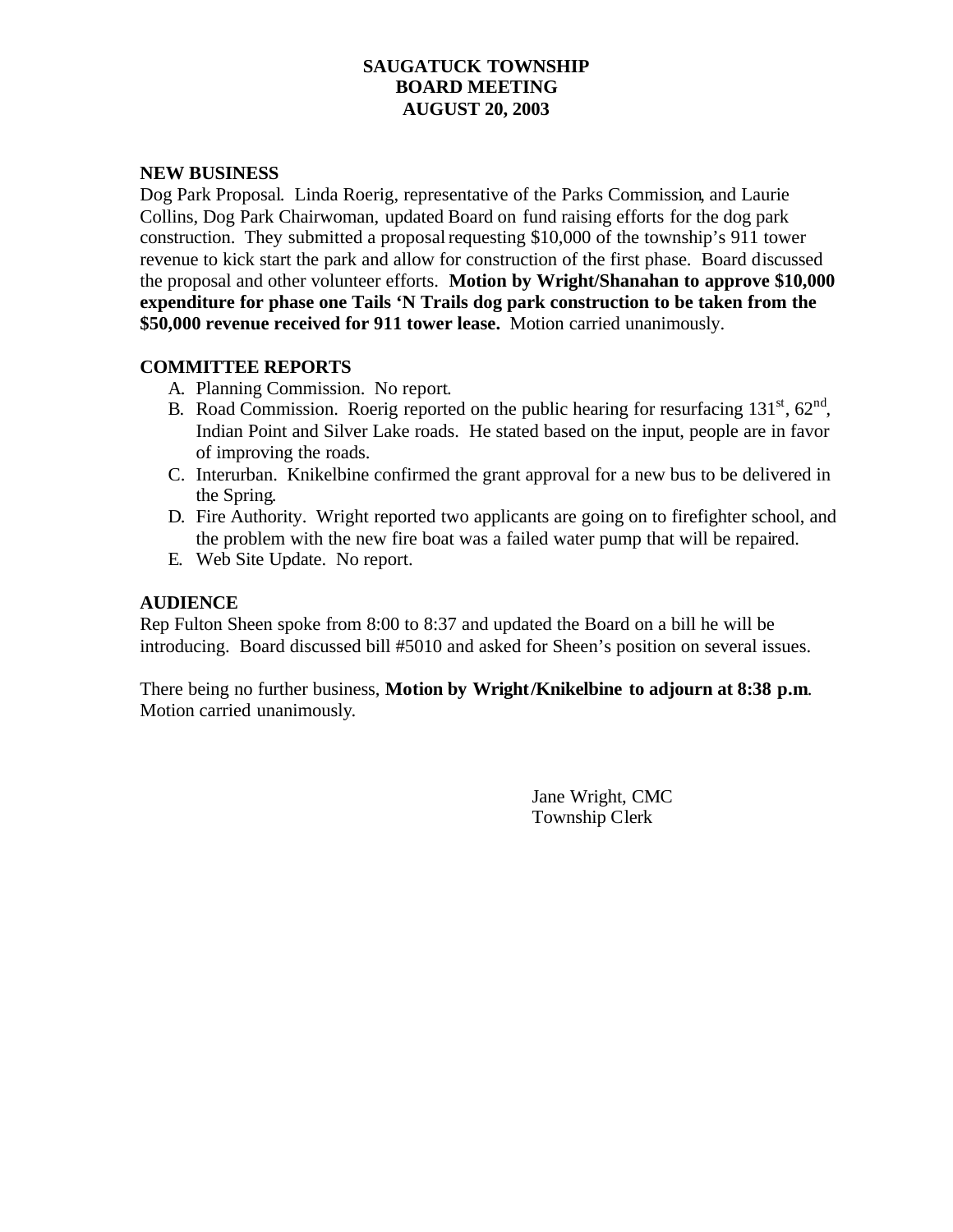**SAUGATUCK TOWNSHIP**
**BOARD MEETING**
**AUGUST 20, 2003**

**NEW BUSINESS**

Dog Park Proposal. Linda Roerig, representative of the Parks Commission, and Laurie Collins, Dog Park Chairwoman, updated Board on fund raising efforts for the dog park construction. They submitted a proposal requesting $10,000 of the township's 911 tower revenue to kick start the park and allow for construction of the first phase. Board discussed the proposal and other volunteer efforts. **Motion by Wright/Shanahan to approve $10,000 expenditure for phase one Tails 'N Trails dog park construction to be taken from the $50,000 revenue received for 911 tower lease.** Motion carried unanimously.

**COMMITTEE REPORTS**

A. Planning Commission. No report.
B. Road Commission. Roerig reported on the public hearing for resurfacing 131st, 62nd, Indian Point and Silver Lake roads. He stated based on the input, people are in favor of improving the roads.
C. Interurban. Knikelbine confirmed the grant approval for a new bus to be delivered in the Spring.
D. Fire Authority. Wright reported two applicants are going on to firefighter school, and the problem with the new fire boat was a failed water pump that will be repaired.
E. Web Site Update. No report.

**AUDIENCE**

Rep Fulton Sheen spoke from 8:00 to 8:37 and updated the Board on a bill he will be introducing. Board discussed bill #5010 and asked for Sheen's position on several issues.

There being no further business, **Motion by Wright/Knikelbine to adjourn at 8:38 p.m**. Motion carried unanimously.

Jane Wright, CMC
Township Clerk